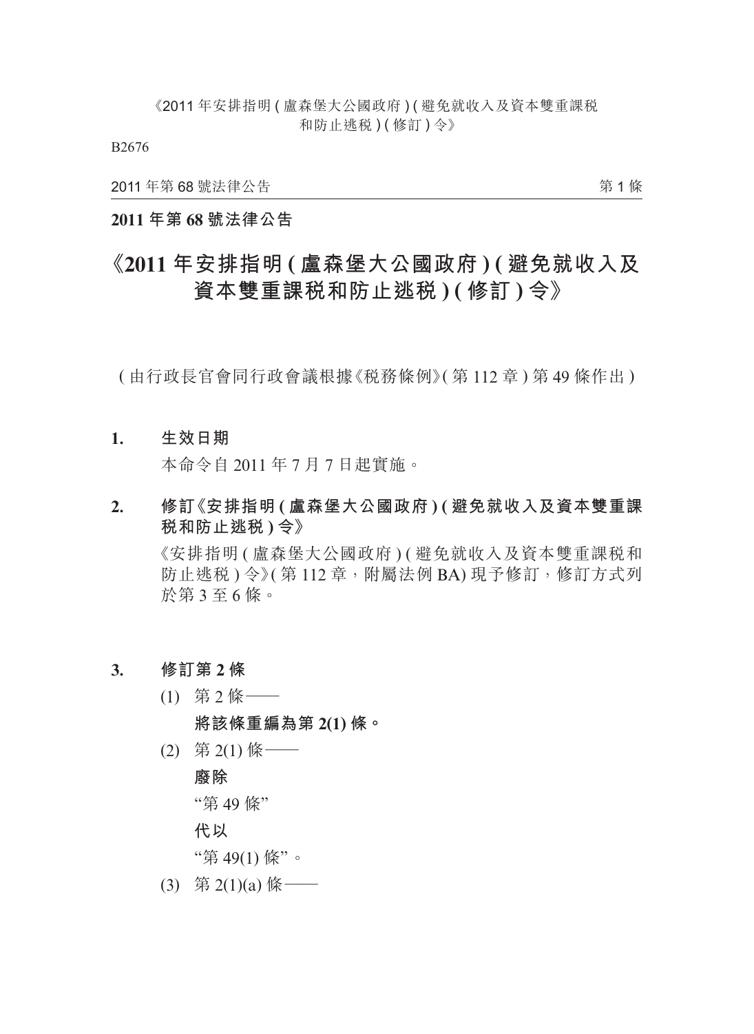**2011 年第 68 號法律公告**

# 《2011 年安排指明 ( 盧森堡大公國政府 ) ( 避免就收入及資本雙重課稅和防止逃稅 ) ( 修訂 ) 令》

( 由行政長官會同行政會議根據《稅務條例》( 第 112 章 ) 第 49 條作出 )

**1. 生效日期**

本命令自 2011 年 7 月 7 日起實施。

**2. 修訂《安排指明 ( 盧森堡大公國政府 ) ( 避免就收入及資本雙重課稅和防止逃稅 ) 令》**

《安排指明 ( 盧森堡大公國政府 ) ( 避免就收入及資本雙重課稅和防止逃稅 ) 令》( 第 112 章，附屬法例 BA) 現予修訂，修訂方式列於第 3 至 6 條。

**3. 修訂第 2 條**

(1) 第 2 條——

**將該條重編為第 2(1) 條。**

(2) 第 2(1) 條——

**廢除**

"第 49 條"

**代以**

"第 49(1) 條"。

(3) 第 2(1)(a) 條——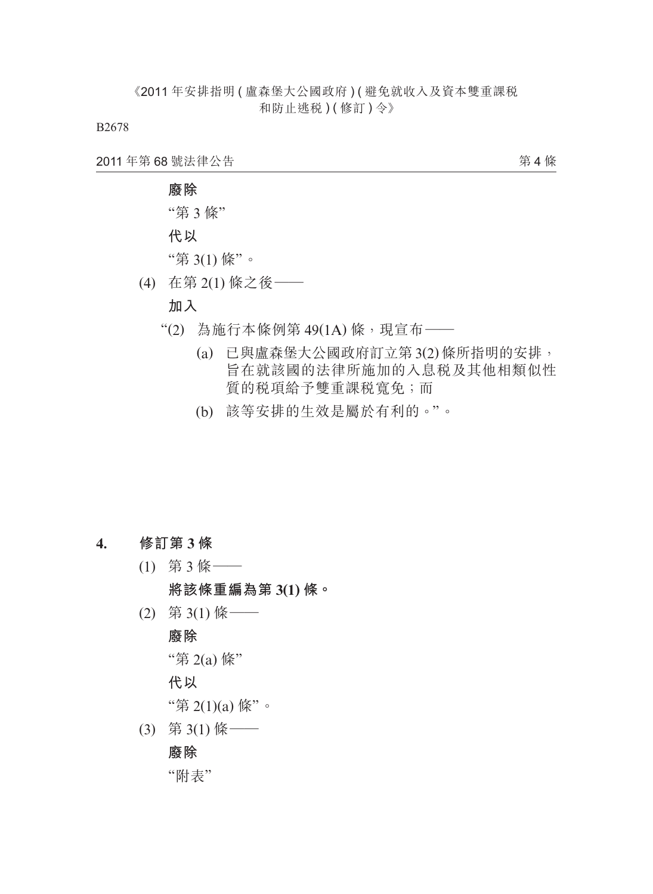**廢除**

"第 3 條"

**代以**

"第 3(1) 條"。

(4) 在第 2(1) 條之後——

**加入**

"(2) 為施行本條例第 49(1A) 條，現宣布——

(a) 已與盧森堡大公國政府訂立第 3(2) 條所指明的安排，旨在就該國的法律所施加的入息稅及其他相類似性質的稅項給予雙重課稅寬免；而

(b) 該等安排的生效是屬於有利的。"。

## 4. 修訂第 3 條

(1) 第 3 條——

**將該條重編為第 3(1) 條。**

(2) 第 3(1) 條——

**廢除**

"第 2(a) 條"

**代以**

"第 2(1)(a) 條"。

(3) 第 3(1) 條——

**廢除**

"附表"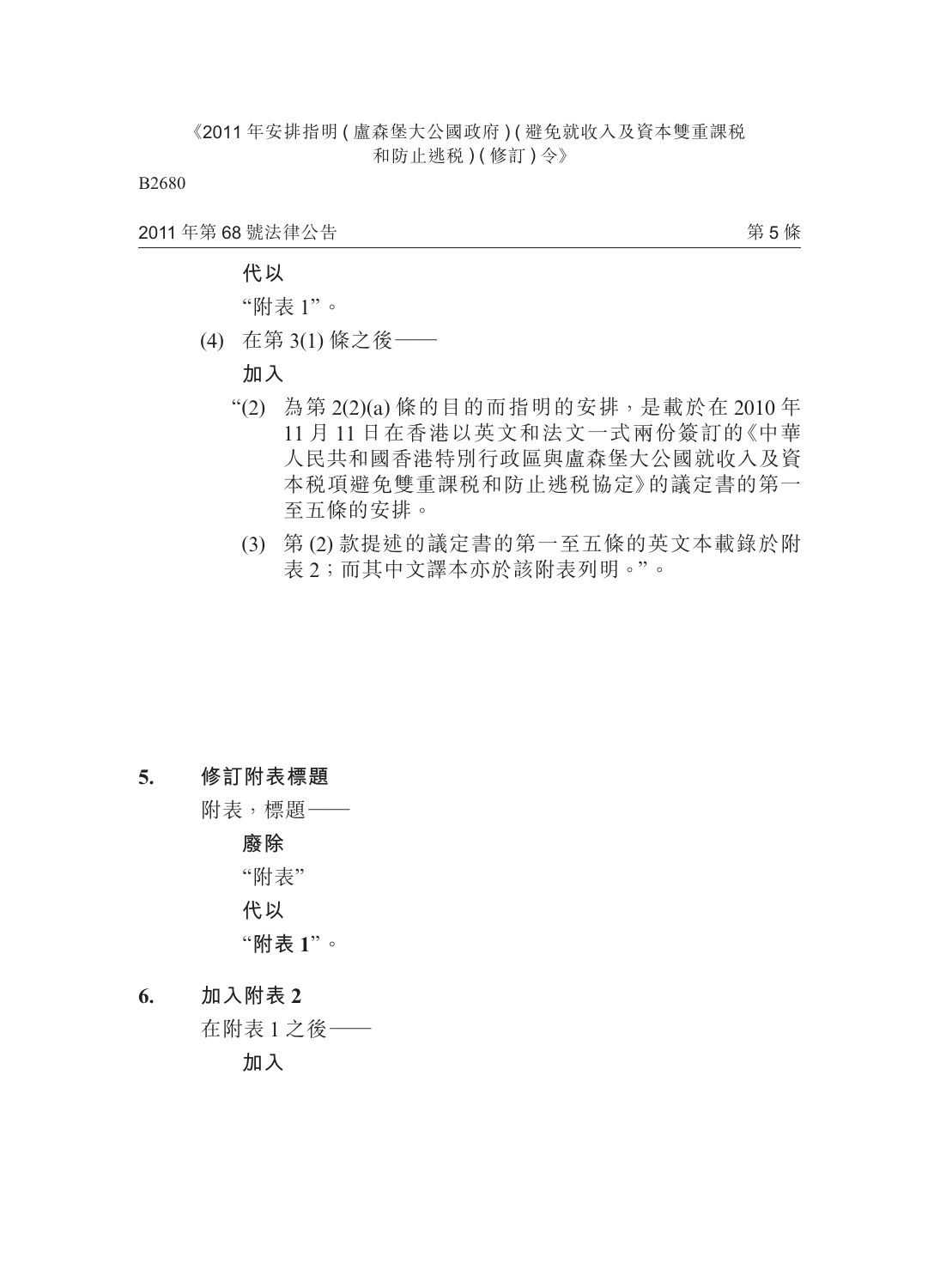代以

"附表 1"。

(4) 在第 3(1) 條之後——

加入

"(2) 為第 2(2)(a) 條的目的而指明的安排，是載於在 2010 年 11 月 11 日在香港以英文和法文一式兩份簽訂的《中華人民共和國香港特別行政區與盧森堡大公國就收入及資本稅項避免雙重課稅和防止逃稅協定》的議定書的第一至五條的安排。

(3) 第 (2) 款提述的議定書的第一至五條的英文本載錄於附表 2；而其中文譯本亦於該附表列明。"。

**5. 修訂附表標題**

附表，標題——

**廢除**

"附表"

**代以**

"**附表 1**"。

**6. 加入附表 2**

在附表 1 之後——

**加入**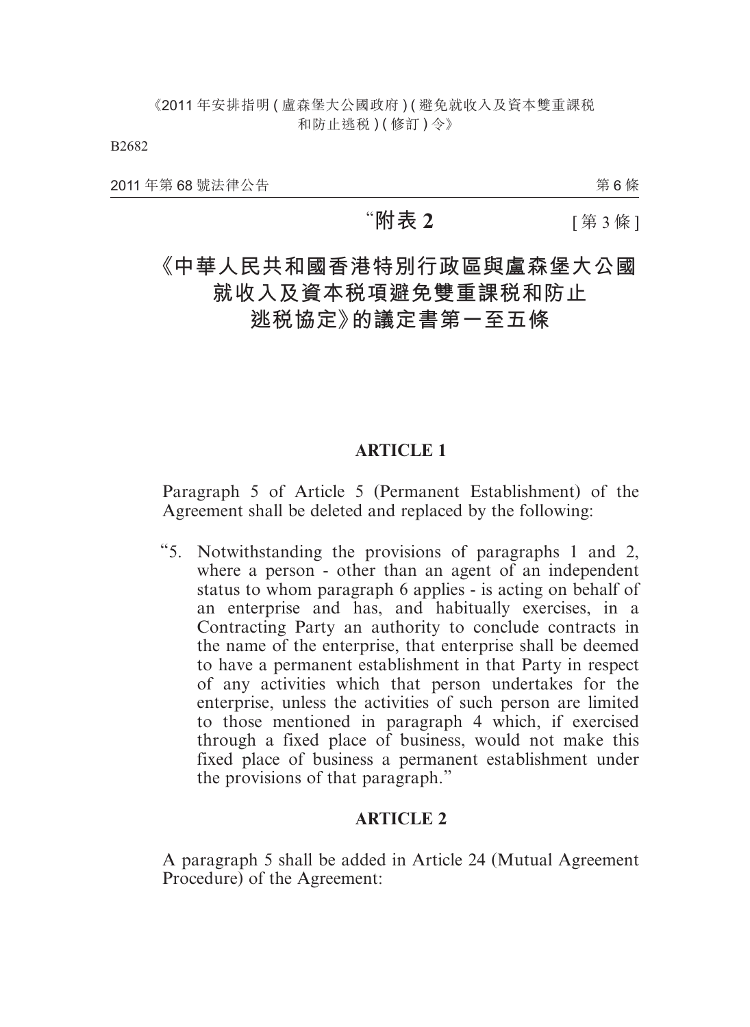"**附表 2** [第 3 條]

# 《中華人民共和國香港特別行政區與盧森堡大公國就收入及資本稅項避免雙重課稅和防止逃稅協定》的議定書第一至五條

## ARTICLE 1

Paragraph 5 of Article 5 (Permanent Establishment) of the Agreement shall be deleted and replaced by the following:

"5. Notwithstanding the provisions of paragraphs 1 and 2, where a person - other than an agent of an independent status to whom paragraph 6 applies - is acting on behalf of an enterprise and has, and habitually exercises, in a Contracting Party an authority to conclude contracts in the name of the enterprise, that enterprise shall be deemed to have a permanent establishment in that Party in respect of any activities which that person undertakes for the enterprise, unless the activities of such person are limited to those mentioned in paragraph 4 which, if exercised through a fixed place of business, would not make this fixed place of business a permanent establishment under the provisions of that paragraph."

## ARTICLE 2

A paragraph 5 shall be added in Article 24 (Mutual Agreement Procedure) of the Agreement: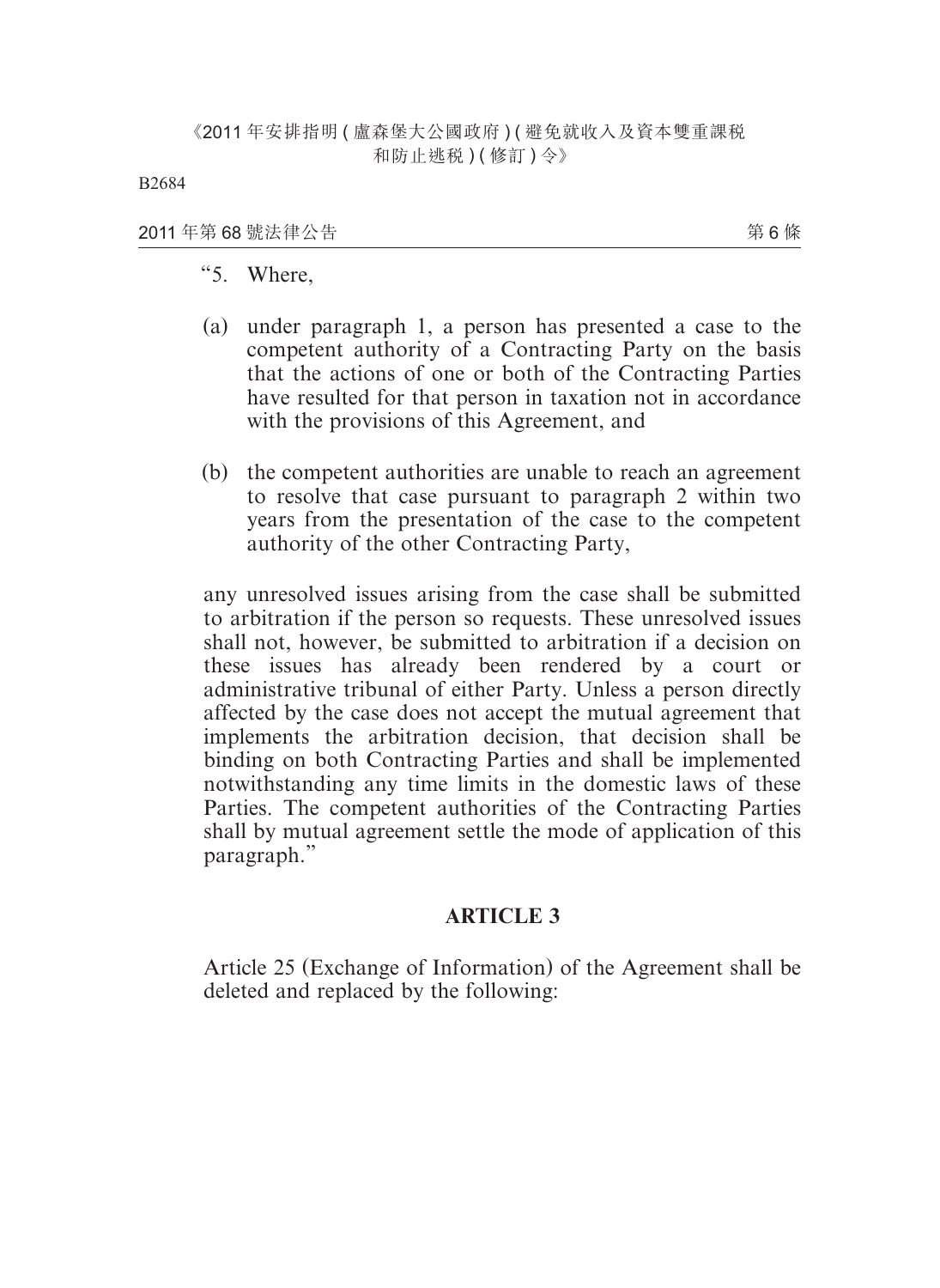"5. Where,

(a) under paragraph 1, a person has presented a case to the competent authority of a Contracting Party on the basis that the actions of one or both of the Contracting Parties have resulted for that person in taxation not in accordance with the provisions of this Agreement, and

(b) the competent authorities are unable to reach an agreement to resolve that case pursuant to paragraph 2 within two years from the presentation of the case to the competent authority of the other Contracting Party,

any unresolved issues arising from the case shall be submitted to arbitration if the person so requests. These unresolved issues shall not, however, be submitted to arbitration if a decision on these issues has already been rendered by a court or administrative tribunal of either Party. Unless a person directly affected by the case does not accept the mutual agreement that implements the arbitration decision, that decision shall be binding on both Contracting Parties and shall be implemented notwithstanding any time limits in the domestic laws of these Parties. The competent authorities of the Contracting Parties shall by mutual agreement settle the mode of application of this paragraph."

**ARTICLE 3**

Article 25 (Exchange of Information) of the Agreement shall be deleted and replaced by the following: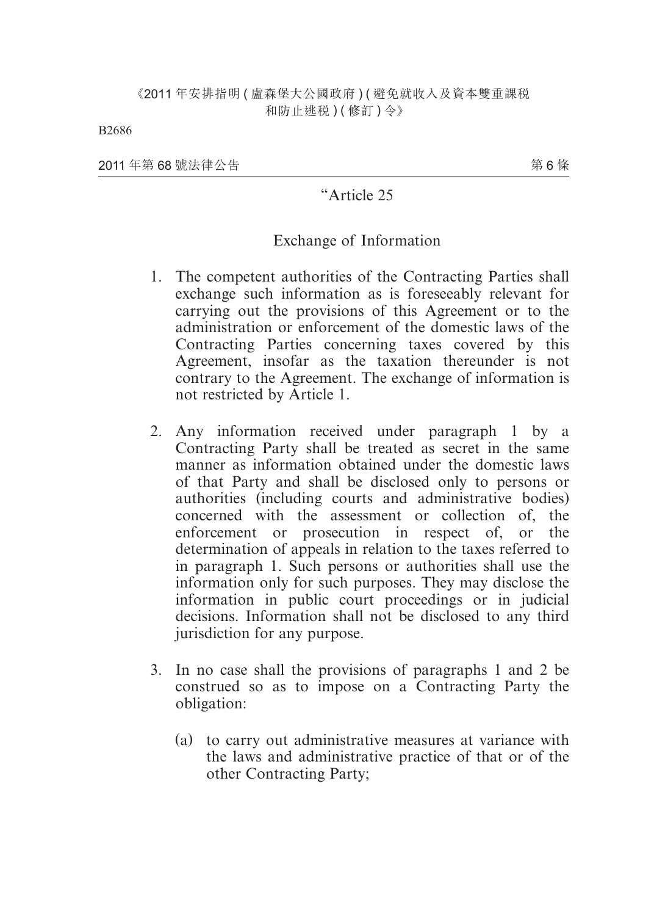"Article 25

Exchange of Information

1. The competent authorities of the Contracting Parties shall exchange such information as is foreseeably relevant for carrying out the provisions of this Agreement or to the administration or enforcement of the domestic laws of the Contracting Parties concerning taxes covered by this Agreement, insofar as the taxation thereunder is not contrary to the Agreement. The exchange of information is not restricted by Article 1.

2. Any information received under paragraph 1 by a Contracting Party shall be treated as secret in the same manner as information obtained under the domestic laws of that Party and shall be disclosed only to persons or authorities (including courts and administrative bodies) concerned with the assessment or collection of, the enforcement or prosecution in respect of, or the determination of appeals in relation to the taxes referred to in paragraph 1. Such persons or authorities shall use the information only for such purposes. They may disclose the information in public court proceedings or in judicial decisions. Information shall not be disclosed to any third jurisdiction for any purpose.

3. In no case shall the provisions of paragraphs 1 and 2 be construed so as to impose on a Contracting Party the obligation:

   (a) to carry out administrative measures at variance with the laws and administrative practice of that or of the other Contracting Party;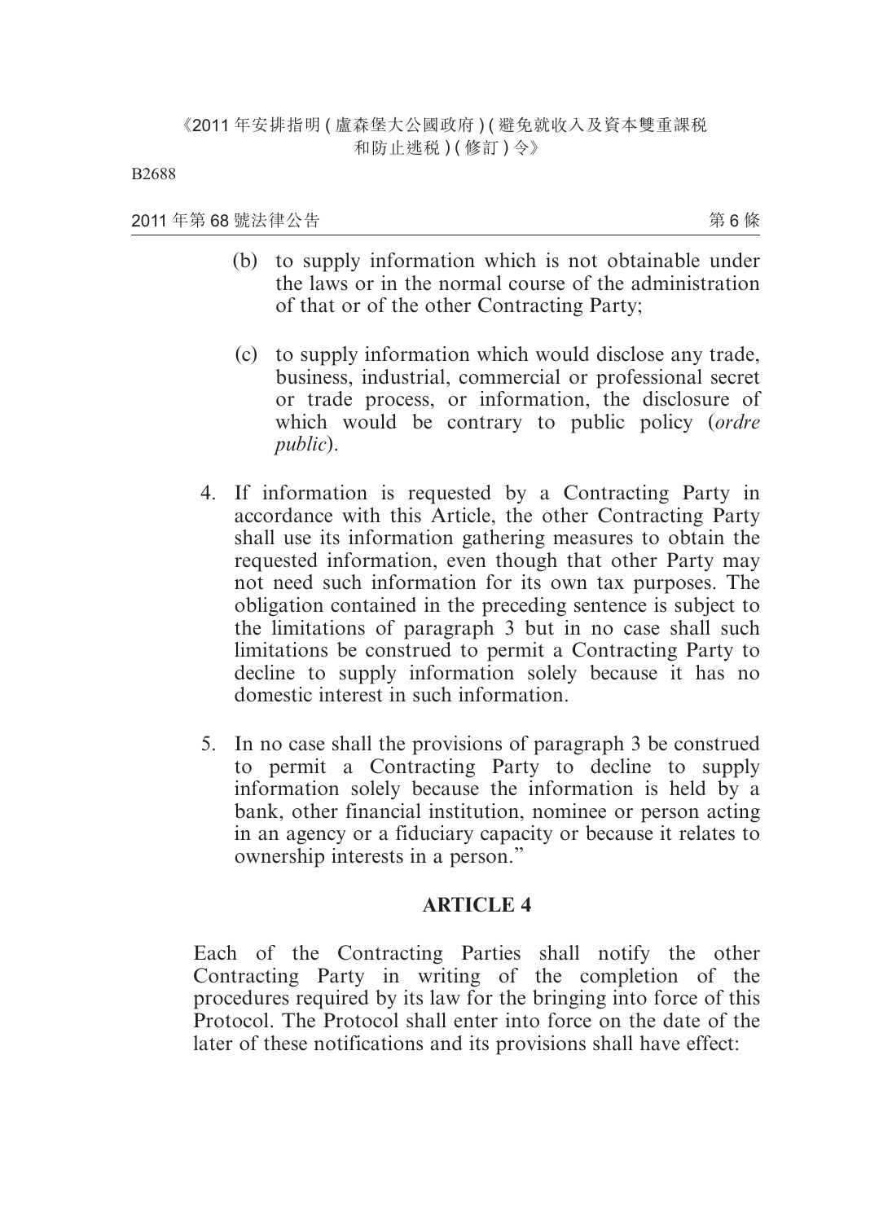(b) to supply information which is not obtainable under the laws or in the normal course of the administration of that or of the other Contracting Party;

(c) to supply information which would disclose any trade, business, industrial, commercial or professional secret or trade process, or information, the disclosure of which would be contrary to public policy (*ordre public*).

4. If information is requested by a Contracting Party in accordance with this Article, the other Contracting Party shall use its information gathering measures to obtain the requested information, even though that other Party may not need such information for its own tax purposes. The obligation contained in the preceding sentence is subject to the limitations of paragraph 3 but in no case shall such limitations be construed to permit a Contracting Party to decline to supply information solely because it has no domestic interest in such information.

5. In no case shall the provisions of paragraph 3 be construed to permit a Contracting Party to decline to supply information solely because the information is held by a bank, other financial institution, nominee or person acting in an agency or a fiduciary capacity or because it relates to ownership interests in a person."

**ARTICLE 4**

Each of the Contracting Parties shall notify the other Contracting Party in writing of the completion of the procedures required by its law for the bringing into force of this Protocol. The Protocol shall enter into force on the date of the later of these notifications and its provisions shall have effect: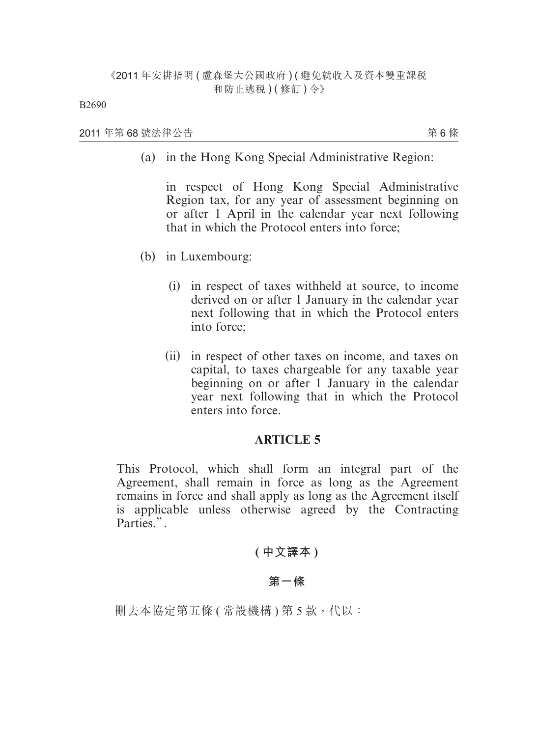(a) in the Hong Kong Special Administrative Region:

in respect of Hong Kong Special Administrative Region tax, for any year of assessment beginning on or after 1 April in the calendar year next following that in which the Protocol enters into force;

(b) in Luxembourg:

(i) in respect of taxes withheld at source, to income derived on or after 1 January in the calendar year next following that in which the Protocol enters into force;

(ii) in respect of other taxes on income, and taxes on capital, to taxes chargeable for any taxable year beginning on or after 1 January in the calendar year next following that in which the Protocol enters into force.

## ARTICLE 5

This Protocol, which shall form an integral part of the Agreement, shall remain in force as long as the Agreement remains in force and shall apply as long as the Agreement itself is applicable unless otherwise agreed by the Contracting Parties.".

## (中文譯本)

## 第一條

刪去本協定第五條(常設機構)第5款,代以: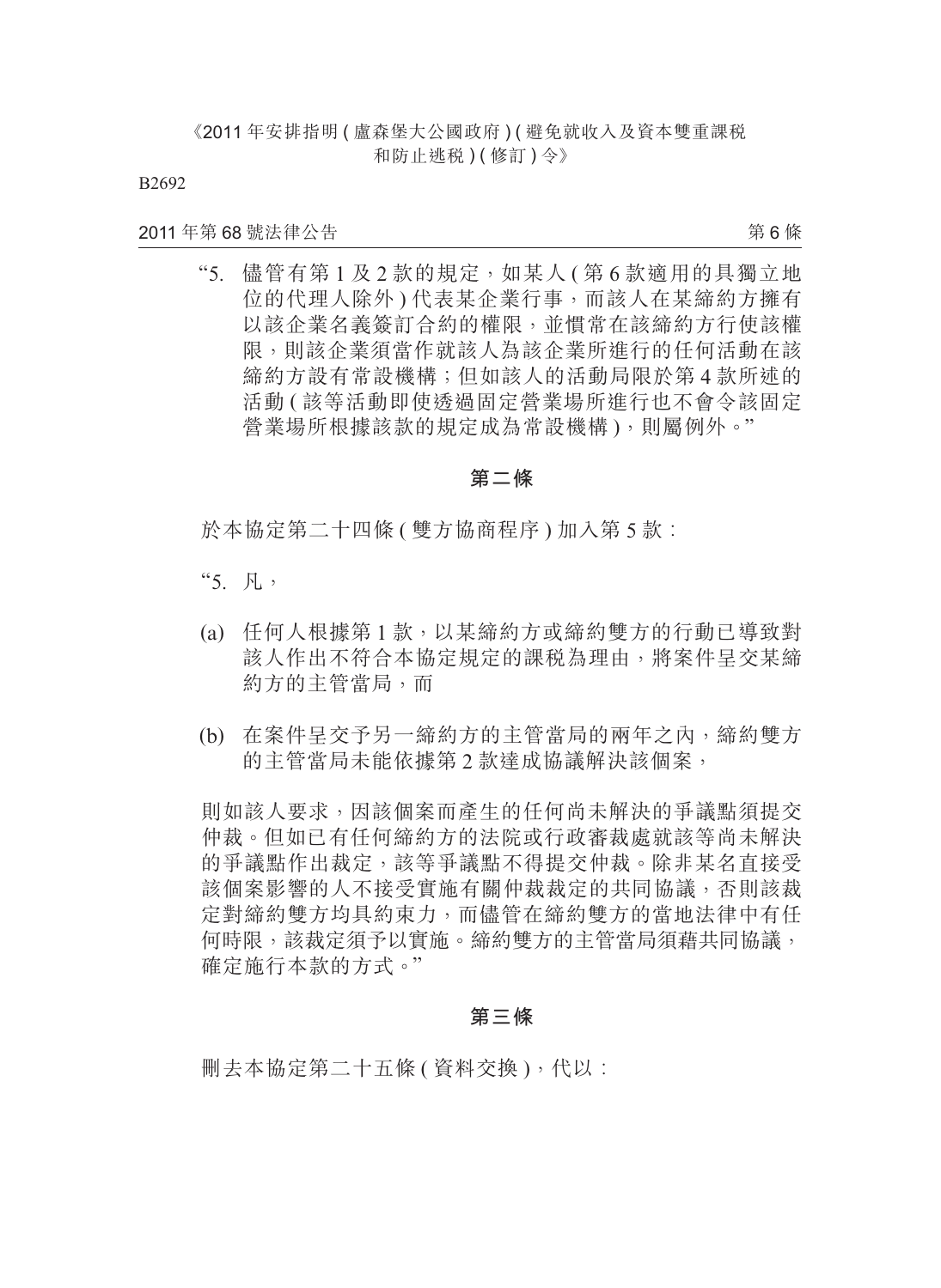"5. 儘管有第 1 及 2 款的規定，如某人 ( 第 6 款適用的具獨立地位的代理人除外 ) 代表某企業行事，而該人在某締約方擁有以該企業名義簽訂合約的權限，並慣常在該締約方行使該權限，則該企業須當作就該人為該企業所進行的任何活動在該締約方設有常設機構；但如該人的活動局限於第 4 款所述的活動 ( 該等活動即使透過固定營業場所進行也不會令該固定營業場所根據該款的規定成為常設機構 )，則屬例外。"

**第二條**

於本協定第二十四條 ( 雙方協商程序 ) 加入第 5 款：

"5. 凡，

(a) 任何人根據第 1 款，以某締約方或締約雙方的行動已導致對該人作出不符合本協定規定的課税為理由，將案件呈交某締約方的主管當局，而

(b) 在案件呈交予另一締約方的主管當局的兩年之內，締約雙方的主管當局未能依據第 2 款達成協議解決該個案，

則如該人要求，因該個案而產生的任何尚未解決的爭議點須提交仲裁。但如已有任何締約方的法院或行政審裁處就該等尚未解決的爭議點作出裁定，該等爭議點不得提交仲裁。除非某名直接受該個案影響的人不接受實施有關仲裁裁定的共同協議，否則該裁定對締約雙方均具約束力，而儘管在締約雙方的當地法律中有任何時限，該裁定須予以實施。締約雙方的主管當局須藉共同協議，確定施行本款的方式。"

**第三條**

刪去本協定第二十五條 ( 資料交換 )，代以：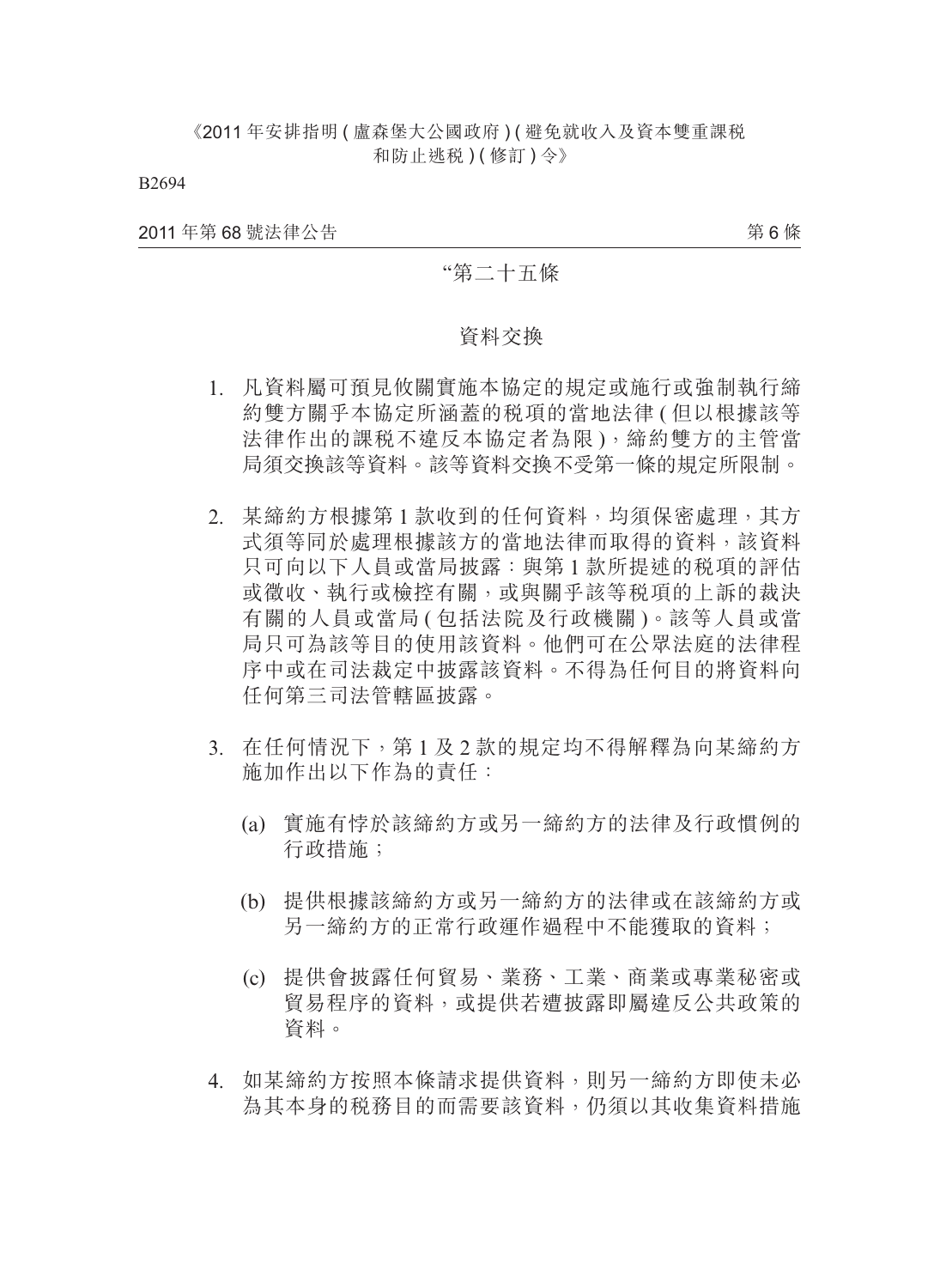"第二十五條

資料交換

1. 凡資料屬可預見攸關實施本協定的規定或施行或強制執行締約雙方關乎本協定所涵蓋的稅項的當地法律 ( 但以根據該等法律作出的課稅不違反本協定者為限 )，締約雙方的主管當局須交換該等資料。該等資料交換不受第一條的規定所限制。

2. 某締約方根據第 1 款收到的任何資料，均須保密處理，其方式須等同於處理根據該方的當地法律而取得的資料，該資料只可向以下人員或當局披露：與第 1 款所提述的稅項的評估或徵收、執行或檢控有關，或與關乎該等稅項的上訴的裁決有關的人員或當局 ( 包括法院及行政機關 )。該等人員或當局只可為該等目的使用該資料。他們可在公眾法庭的法律程序中或在司法裁定中披露該資料。不得為任何目的將資料向任何第三司法管轄區披露。

3. 在任何情況下，第 1 及 2 款的規定均不得解釋為向某締約方施加作出以下作為的責任：

   (a) 實施有悖於該締約方或另一締約方的法律及行政慣例的行政措施；

   (b) 提供根據該締約方或另一締約方的法律或在該締約方或另一締約方的正常行政運作過程中不能獲取的資料；

   (c) 提供會披露任何貿易、業務、工業、商業或專業秘密或貿易程序的資料，或提供若遭披露即屬違反公共政策的資料。

4. 如某締約方按照本條請求提供資料，則另一締約方即使未必為其本身的稅務目的而需要該資料，仍須以其收集資料措施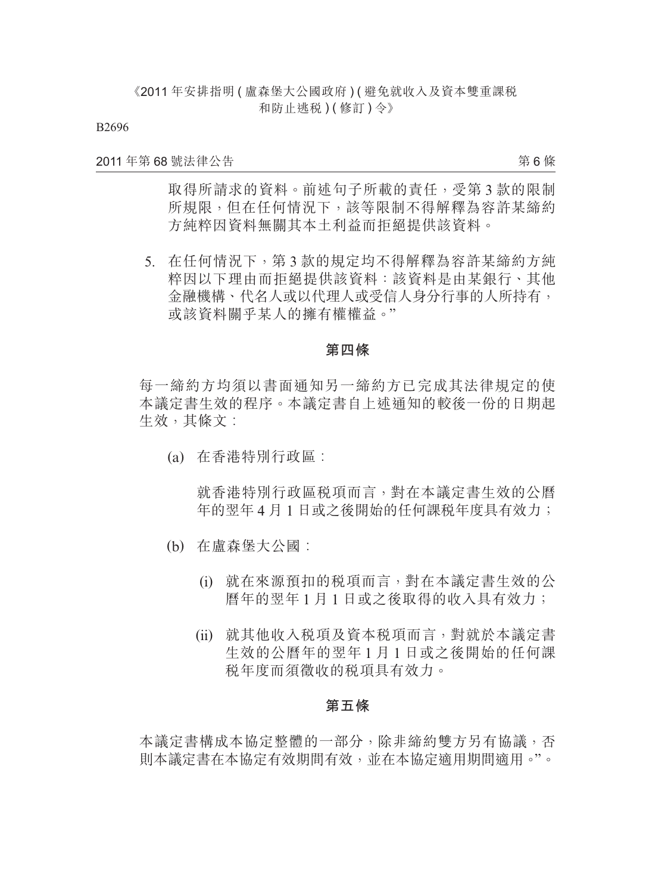取得所請求的資料。前述句子所載的責任，受第 3 款的限制所規限，但在任何情況下，該等限制不得解釋為容許某締約方純粹因資料無關其本土利益而拒絕提供該資料。

5. 在任何情況下，第 3 款的規定均不得解釋為容許某締約方純粹因以下理由而拒絕提供該資料：該資料是由某銀行、其他金融機構、代名人或以代理人或受信人身分行事的人所持有，或該資料關乎某人的擁有權權益。”

### 第四條

每一締約方均須以書面通知另一締約方已完成其法律規定的使本議定書生效的程序。本議定書自上述通知的較後一份的日期起生效，其條文：

(a) 在香港特別行政區：

就香港特別行政區稅項而言，對在本議定書生效的公曆年的翌年 4 月 1 日或之後開始的任何課稅年度具有效力；

(b) 在盧森堡大公國：

(i) 就在來源預扣的稅項而言，對在本議定書生效的公曆年的翌年 1 月 1 日或之後取得的收入具有效力；

(ii) 就其他收入稅項及資本稅項而言，對就於本議定書生效的公曆年的翌年 1 月 1 日或之後開始的任何課稅年度而須徵收的稅項具有效力。

### 第五條

本議定書構成本協定整體的一部分，除非締約雙方另有協議，否則本議定書在本協定有效期間有效，並在本協定適用期間適用。”。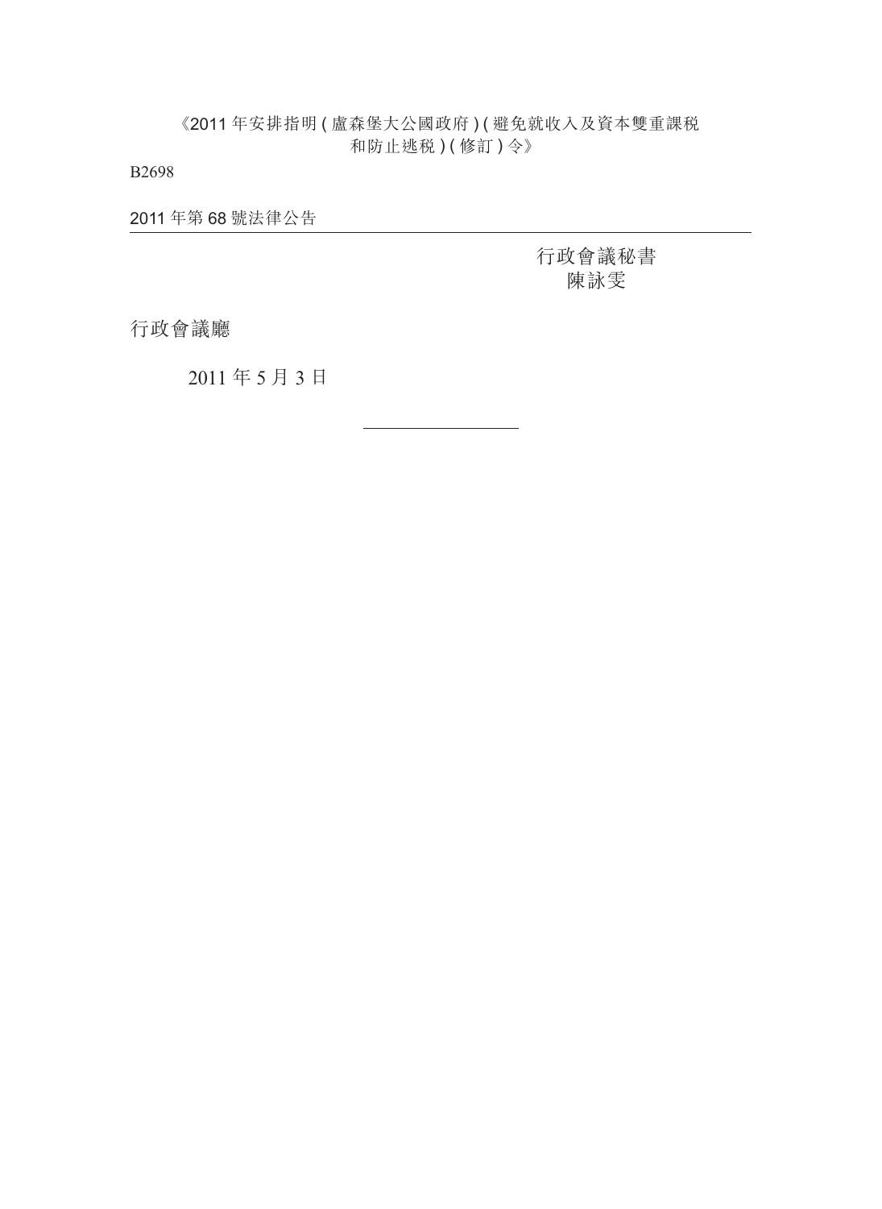行政會議秘書
陳詠雯

行政會議廳

2011 年 5 月 3 日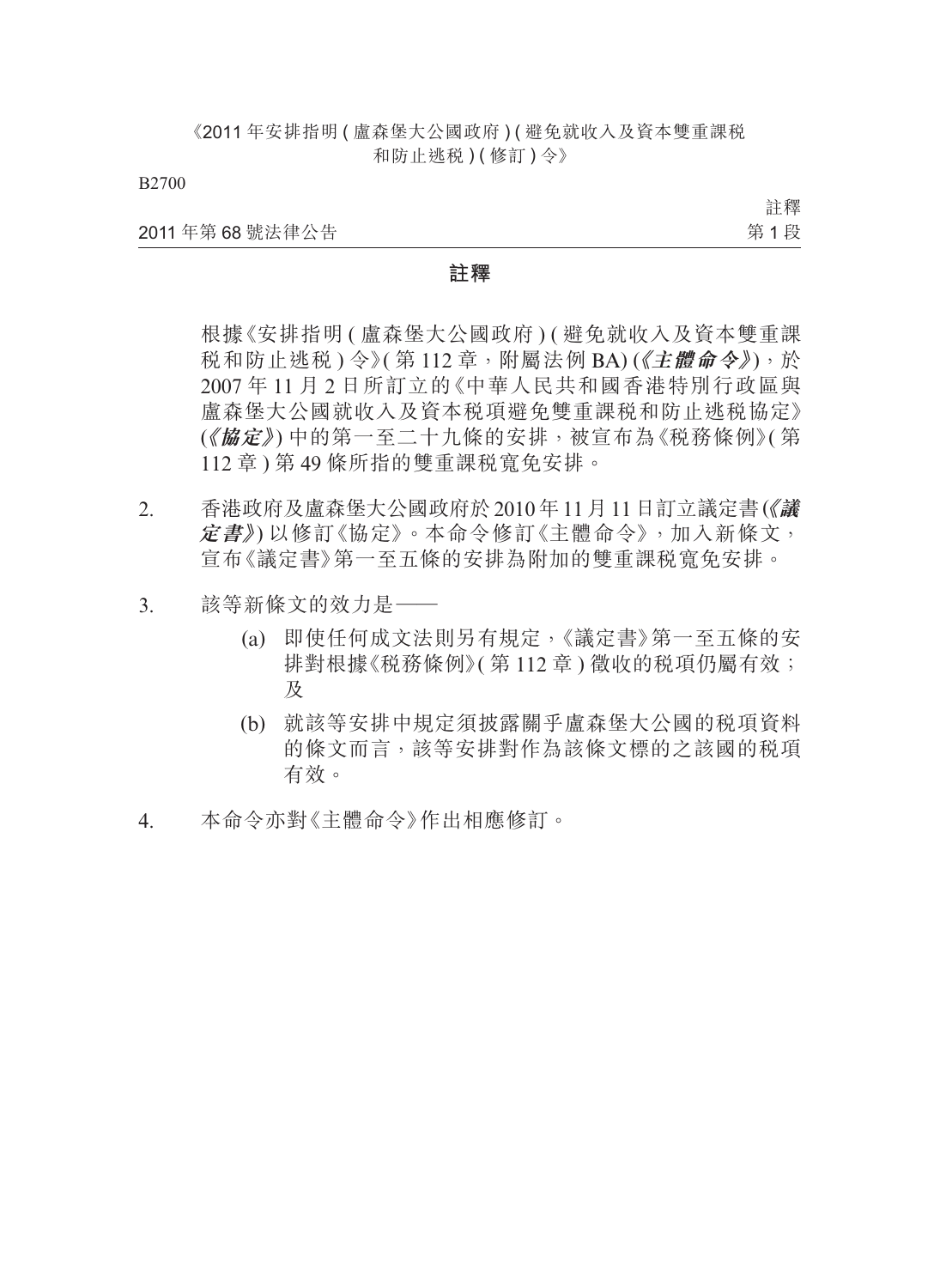## 註釋

根據《安排指明 ( 盧森堡大公國政府 ) ( 避免就收入及資本雙重課稅和防止逃稅 ) 令》( 第 112 章，附屬法例 BA) (***《主體命令》***)，於 2007 年 11 月 2 日所訂立的《中華人民共和國香港特別行政區與盧森堡大公國就收入及資本稅項避免雙重課稅和防止逃稅協定》(***《協定》***) 中的第一至二十九條的安排，被宣布為《稅務條例》( 第 112 章 ) 第 49 條所指的雙重課稅寬免安排。

2. 香港政府及盧森堡大公國政府於 2010 年 11 月 11 日訂立議定書 (***《議定書》***) 以修訂《協定》。本命令修訂《主體命令》，加入新條文，宣布《議定書》第一至五條的安排為附加的雙重課稅寬免安排。

3. 該等新條文的效力是——

   (a) 即使任何成文法則另有規定，《議定書》第一至五條的安排對根據《稅務條例》( 第 112 章 ) 徵收的稅項仍屬有效；及

   (b) 就該等安排中規定須披露關乎盧森堡大公國的稅項資料的條文而言，該等安排對作為該條文標的之該國的稅項有效。

4. 本命令亦對《主體命令》作出相應修訂。